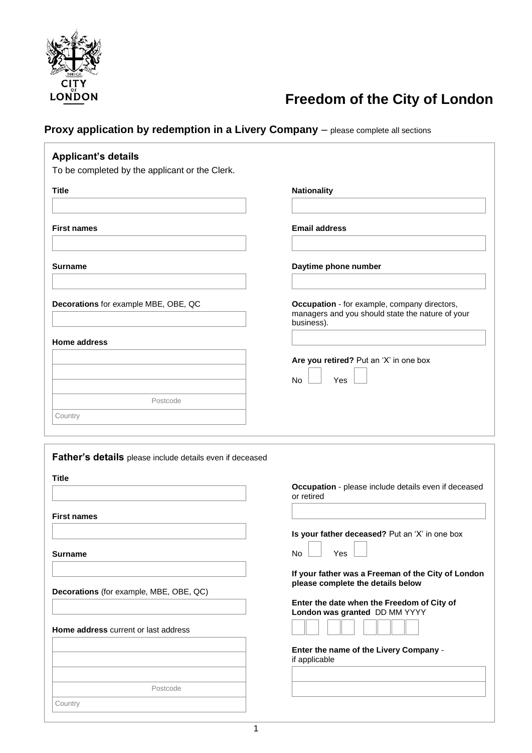# Freedom of the City of London

## Proxy application by redemption in a Livery Company – please complete all sections

### Applicant's details

To be completed by the applicant or the Clerk.

**Title**

**First names**

**Surname**

**Decorations** for example MBE, OBE, QC

**Home address**

Postcode

Country

**Nationality**

**Email address**

**Daytime phone number**

**Occupation** - for example, company directors, managers and you should state the nature of your business).

**Are you retired?** Put an 'X' in one box

No ☐ Yes ☐

### Father's details please include details even if deceased

**Title**

**First names**

**Surname**

**Decorations** (for example, MBE, OBE, QC)

**Home address** current or last address

Postcode

Country

**Occupation** - please include details even if deceased or retired

**Is your father deceased?** Put an 'X' in one box

No ☐ Yes ☐

**If your father was a Freeman of the City of London please complete the details below**

**Enter the date when the Freedom of City of London was granted** DD MM YYYY

**Enter the name of the Livery Company** - if applicable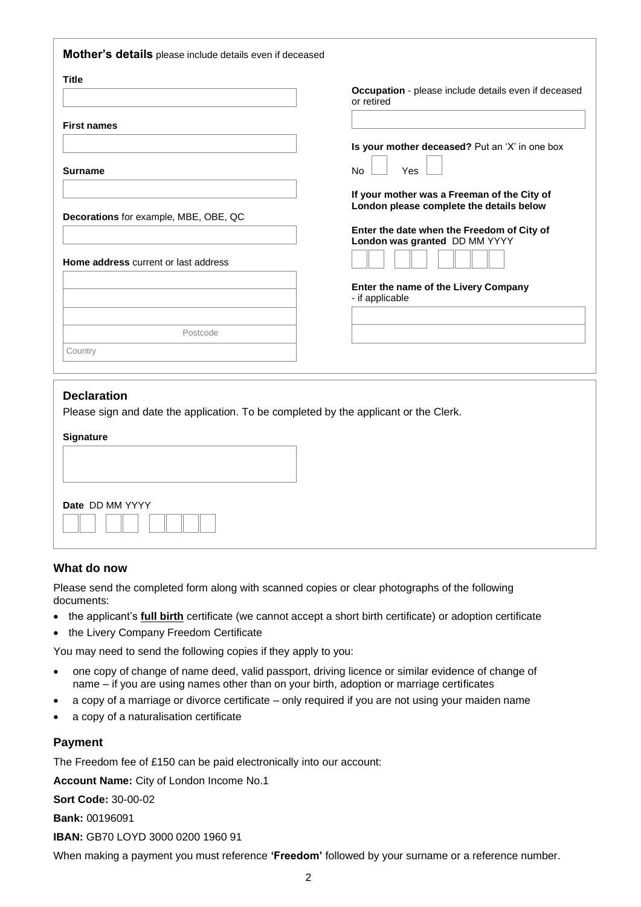## Mother's details please include details even if deceased

**Title**

**First names**

**Surname**

**Decorations** for example, MBE, OBE, QC

**Home address** current or last address

Postcode

Country

**Occupation** - please include details even if deceased or retired

**Is your mother deceased?** Put an 'X' in one box

No Yes

**If your mother was a Freeman of the City of London please complete the details below**

**Enter the date when the Freedom of City of London was granted** DD MM YYYY

**Enter the name of the Livery Company** - if applicable

## Declaration

Please sign and date the application. To be completed by the applicant or the Clerk.

**Signature**

**Date** DD MM YYYY

### What do now

Please send the completed form along with scanned copies or clear photographs of the following documents:

- the applicant's **full birth** certificate (we cannot accept a short birth certificate) or adoption certificate
- the Livery Company Freedom Certificate

You may need to send the following copies if they apply to you:

- one copy of change of name deed, valid passport, driving licence or similar evidence of change of name – if you are using names other than on your birth, adoption or marriage certificates
- a copy of a marriage or divorce certificate – only required if you are not using your maiden name
- a copy of a naturalisation certificate

### Payment

The Freedom fee of £150 can be paid electronically into our account:

**Account Name:** City of London Income No.1

**Sort Code:** 30-00-02

**Bank:** 00196091

**IBAN:** GB70 LOYD 3000 0200 1960 91

When making a payment you must reference **'Freedom'** followed by your surname or a reference number.